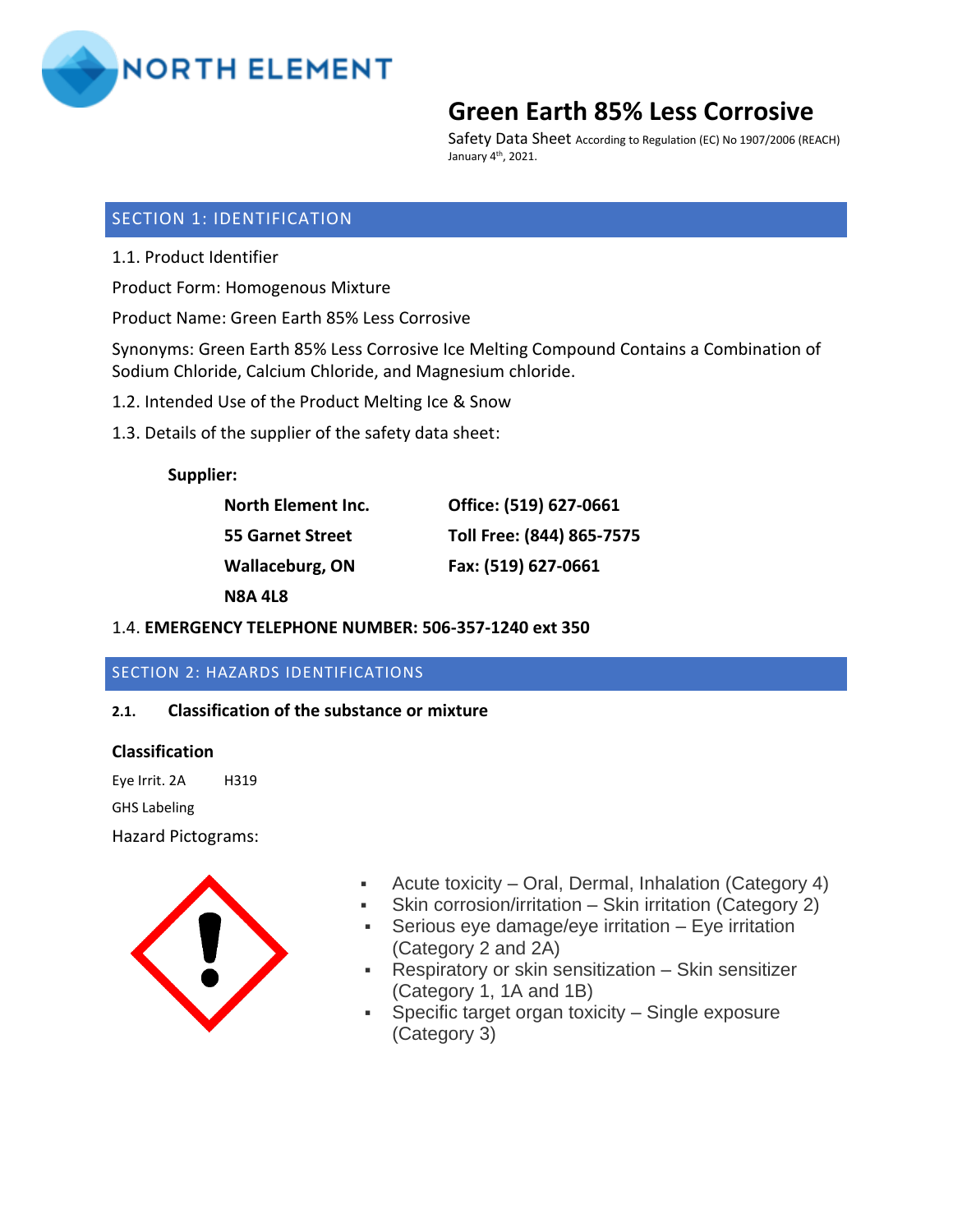NORTH ELEMENT

# Green Earth 85% Less Corrosive

Safety Data Sheet According to Regulation (EC) No 1907/2006 (REACH)
January 4th, 2021.

## SECTION 1: IDENTIFICATION

1.1. Product Identifier

Product Form: Homogenous Mixture

Product Name: Green Earth 85% Less Corrosive

Synonyms: Green Earth 85% Less Corrosive Ice Melting Compound Contains a Combination of Sodium Chloride, Calcium Chloride, and Magnesium chloride.

1.2. Intended Use of the Product Melting Ice & Snow

1.3. Details of the supplier of the safety data sheet:

**Supplier:**

| | |
|---|---|
| **North Element Inc.** | **Office: (519) 627-0661** |
| **55 Garnet Street** | **Toll Free: (844) 865-7575** |
| **Wallaceburg, ON** | **Fax: (519) 627-0661** |
| **N8A 4L8** | |

1.4. **EMERGENCY TELEPHONE NUMBER: 506-357-1240 ext 350**

## SECTION 2: HAZARDS IDENTIFICATIONS

### 2.1. Classification of the substance or mixture

**Classification**

Eye Irrit. 2A H319

GHS Labeling

Hazard Pictograms:

- Acute toxicity – Oral, Dermal, Inhalation (Category 4)
- Skin corrosion/irritation – Skin irritation (Category 2)
- Serious eye damage/eye irritation – Eye irritation (Category 2 and 2A)
- Respiratory or skin sensitization – Skin sensitizer (Category 1, 1A and 1B)
- Specific target organ toxicity – Single exposure (Category 3)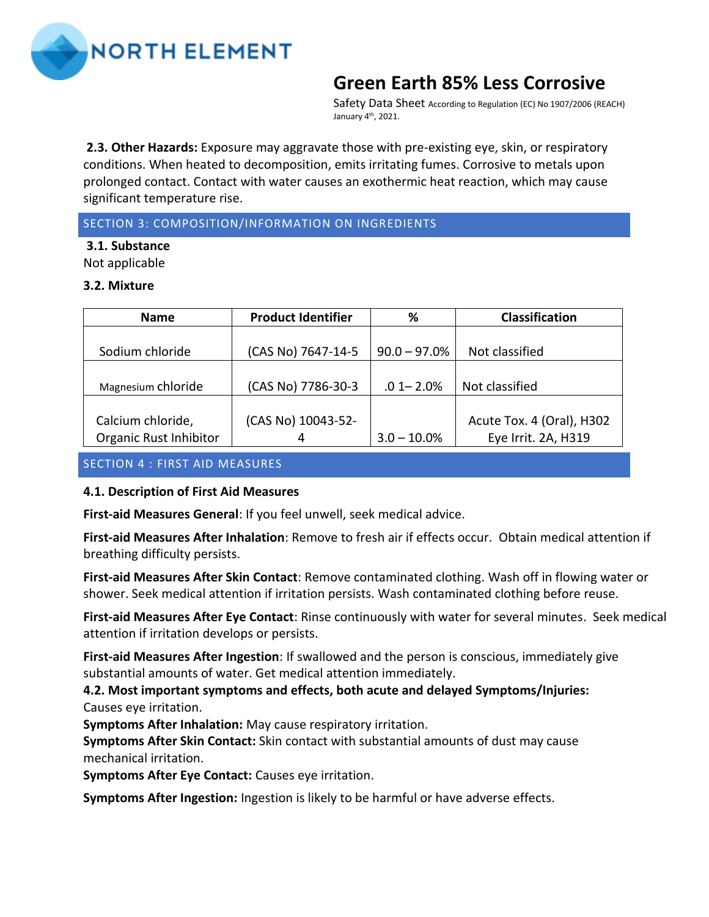**2.3. Other Hazards:** Exposure may aggravate those with pre-existing eye, skin, or respiratory conditions. When heated to decomposition, emits irritating fumes. Corrosive to metals upon prolonged contact. Contact with water causes an exothermic heat reaction, which may cause significant temperature rise.

## SECTION 3: COMPOSITION/INFORMATION ON INGREDIENTS

**3.1. Substance**

Not applicable

**3.2. Mixture**

| Name | Product Identifier | % | Classification |
|---|---|---|---|
| Sodium chloride | (CAS No) 7647-14-5 | 90.0 – 97.0% | Not classified |
| Magnesium chloride | (CAS No) 7786-30-3 | .0 1– 2.0% | Not classified |
| Calcium chloride, Organic Rust Inhibitor | (CAS No) 10043-52-4 | 3.0 – 10.0% | Acute Tox. 4 (Oral), H302 Eye Irrit. 2A, H319 |

## SECTION 4 : FIRST AID MEASURES

**4.1. Description of First Aid Measures**

**First-aid Measures General**: If you feel unwell, seek medical advice.

**First-aid Measures After Inhalation**: Remove to fresh air if effects occur. Obtain medical attention if breathing difficulty persists.

**First-aid Measures After Skin Contact**: Remove contaminated clothing. Wash off in flowing water or shower. Seek medical attention if irritation persists. Wash contaminated clothing before reuse.

**First-aid Measures After Eye Contact**: Rinse continuously with water for several minutes. Seek medical attention if irritation develops or persists.

**First-aid Measures After Ingestion**: If swallowed and the person is conscious, immediately give substantial amounts of water. Get medical attention immediately.

**4.2. Most important symptoms and effects, both acute and delayed Symptoms/Injuries:** Causes eye irritation.

**Symptoms After Inhalation:** May cause respiratory irritation.

**Symptoms After Skin Contact:** Skin contact with substantial amounts of dust may cause mechanical irritation.

**Symptoms After Eye Contact:** Causes eye irritation.

**Symptoms After Ingestion:** Ingestion is likely to be harmful or have adverse effects.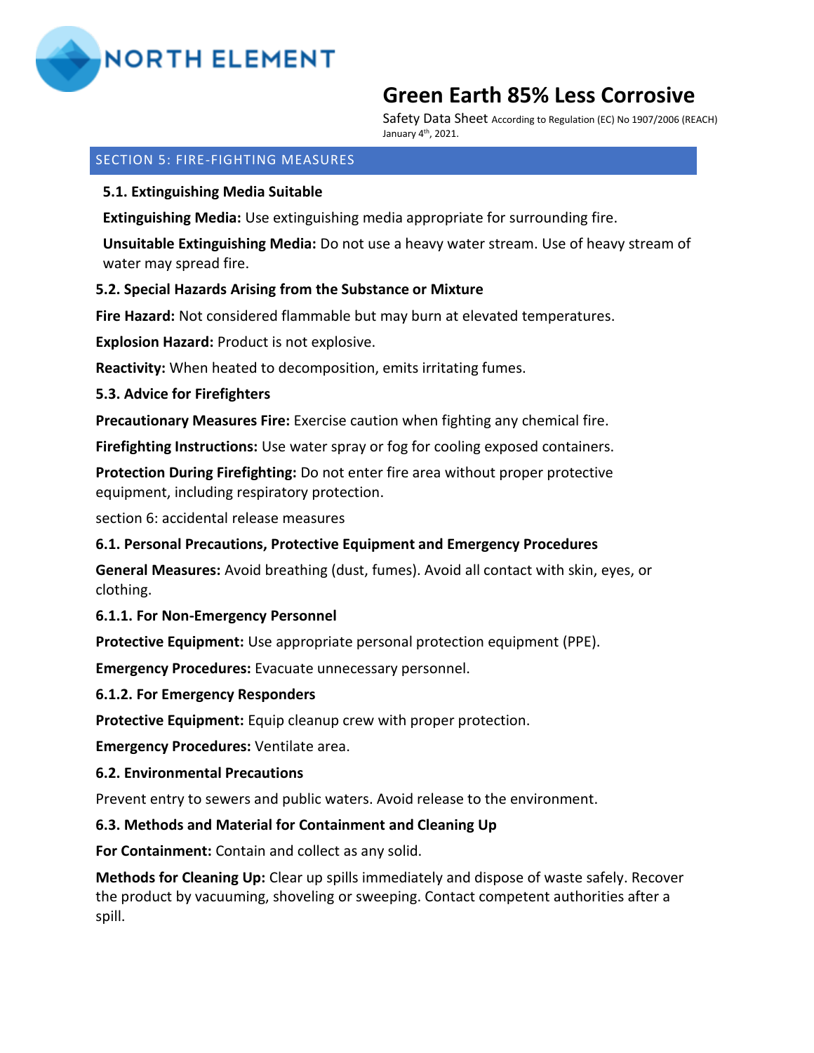## SECTION 5: FIRE-FIGHTING MEASURES

**5.1. Extinguishing Media Suitable**

**Extinguishing Media:** Use extinguishing media appropriate for surrounding fire.

**Unsuitable Extinguishing Media:** Do not use a heavy water stream. Use of heavy stream of water may spread fire.

**5.2. Special Hazards Arising from the Substance or Mixture**

**Fire Hazard:** Not considered flammable but may burn at elevated temperatures.

**Explosion Hazard:** Product is not explosive.

**Reactivity:** When heated to decomposition, emits irritating fumes.

**5.3. Advice for Firefighters**

**Precautionary Measures Fire:** Exercise caution when fighting any chemical fire.

**Firefighting Instructions:** Use water spray or fog for cooling exposed containers.

**Protection During Firefighting:** Do not enter fire area without proper protective equipment, including respiratory protection.

section 6: accidental release measures

**6.1. Personal Precautions, Protective Equipment and Emergency Procedures**

**General Measures:** Avoid breathing (dust, fumes). Avoid all contact with skin, eyes, or clothing.

**6.1.1. For Non-Emergency Personnel**

**Protective Equipment:** Use appropriate personal protection equipment (PPE).

**Emergency Procedures:** Evacuate unnecessary personnel.

**6.1.2. For Emergency Responders**

**Protective Equipment:** Equip cleanup crew with proper protection.

**Emergency Procedures:** Ventilate area.

**6.2. Environmental Precautions**

Prevent entry to sewers and public waters. Avoid release to the environment.

**6.3. Methods and Material for Containment and Cleaning Up**

**For Containment:** Contain and collect as any solid.

**Methods for Cleaning Up:** Clear up spills immediately and dispose of waste safely. Recover the product by vacuuming, shoveling or sweeping. Contact competent authorities after a spill.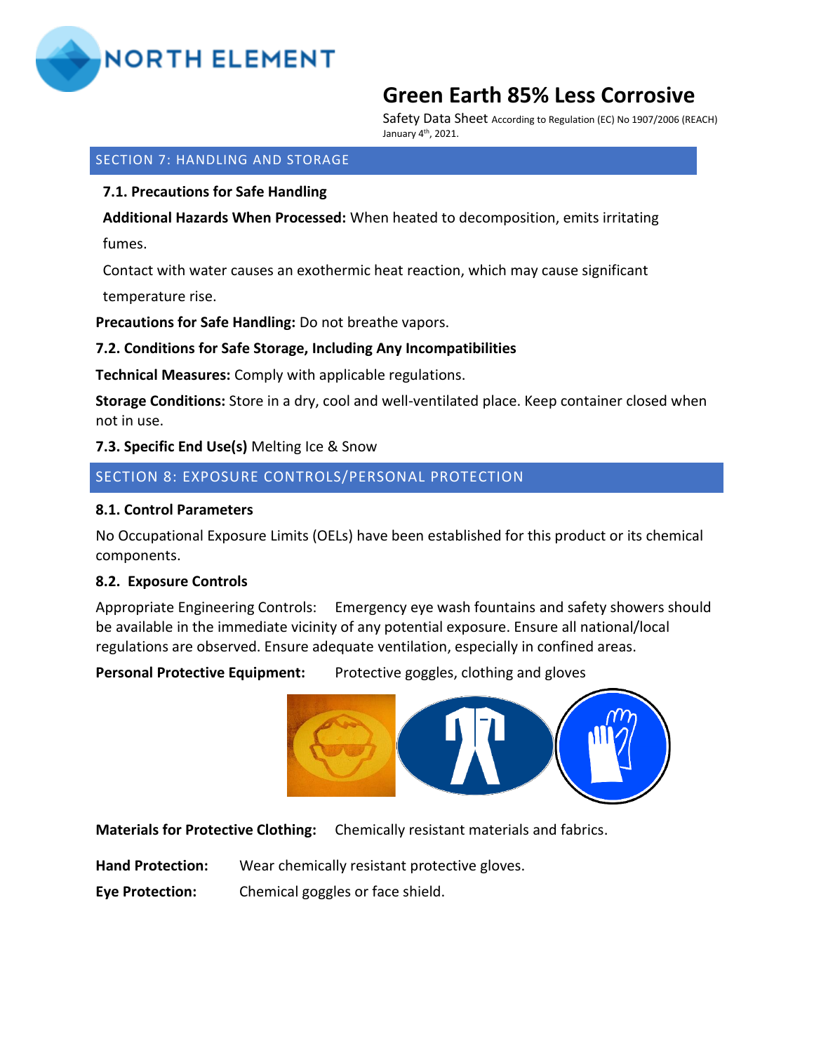## SECTION 7: HANDLING AND STORAGE

**7.1. Precautions for Safe Handling**

**Additional Hazards When Processed:** When heated to decomposition, emits irritating fumes.

Contact with water causes an exothermic heat reaction, which may cause significant temperature rise.

**Precautions for Safe Handling:** Do not breathe vapors.

**7.2. Conditions for Safe Storage, Including Any Incompatibilities**

**Technical Measures:** Comply with applicable regulations.

**Storage Conditions:** Store in a dry, cool and well-ventilated place. Keep container closed when not in use.

**7.3. Specific End Use(s)** Melting Ice & Snow

## SECTION 8: EXPOSURE CONTROLS/PERSONAL PROTECTION

**8.1. Control Parameters**

No Occupational Exposure Limits (OELs) have been established for this product or its chemical components.

**8.2. Exposure Controls**

Appropriate Engineering Controls: Emergency eye wash fountains and safety showers should be available in the immediate vicinity of any potential exposure. Ensure all national/local regulations are observed. Ensure adequate ventilation, especially in confined areas.

**Personal Protective Equipment:** Protective goggles, clothing and gloves

**Materials for Protective Clothing:** Chemically resistant materials and fabrics.

**Hand Protection:** Wear chemically resistant protective gloves.

**Eye Protection:** Chemical goggles or face shield.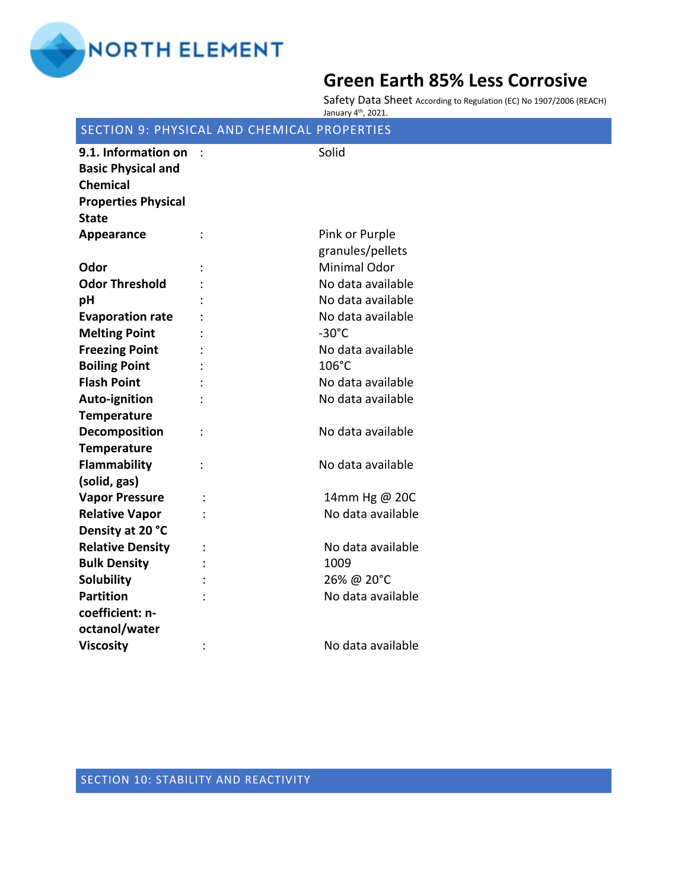## SECTION 9: PHYSICAL AND CHEMICAL PROPERTIES

| | | |
|---|---|---|
| **9.1. Information on Basic Physical and Chemical Properties Physical State** | : | Solid |
| **Appearance** | : | Pink or Purple granules/pellets |
| **Odor** | : | Minimal Odor |
| **Odor Threshold** | : | No data available |
| **pH** | : | No data available |
| **Evaporation rate** | : | No data available |
| **Melting Point** | : | -30°C |
| **Freezing Point** | : | No data available |
| **Boiling Point** | : | 106°C |
| **Flash Point** | : | No data available |
| **Auto-ignition Temperature** | : | No data available |
| **Decomposition Temperature** | : | No data available |
| **Flammability (solid, gas)** | : | No data available |
| **Vapor Pressure** | : | 14mm Hg @ 20C |
| **Relative Vapor Density at 20 °C** | : | No data available |
| **Relative Density** | : | No data available |
| **Bulk Density** | : | 1009 |
| **Solubility** | : | 26% @ 20°C |
| **Partition coefficient: n-octanol/water** | : | No data available |
| **Viscosity** | : | No data available |

## SECTION 10: STABILITY AND REACTIVITY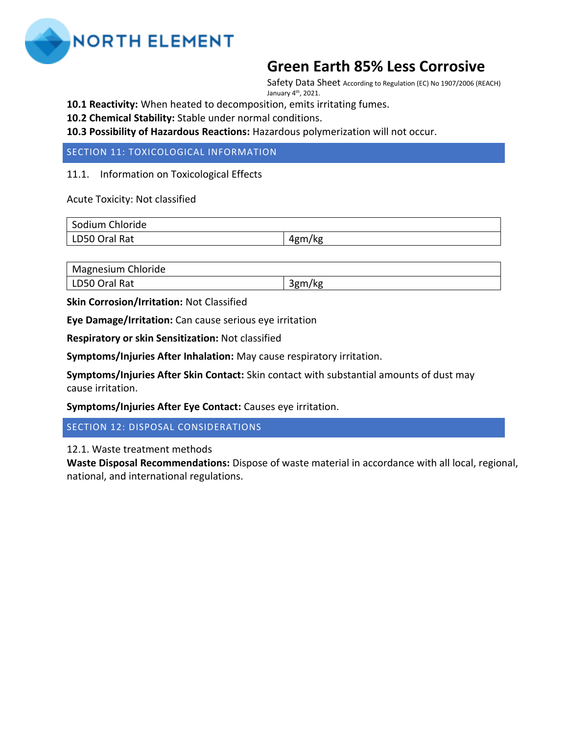**10.1 Reactivity:** When heated to decomposition, emits irritating fumes.

**10.2 Chemical Stability:** Stable under normal conditions.

**10.3 Possibility of Hazardous Reactions:** Hazardous polymerization will not occur.

## SECTION 11: TOXICOLOGICAL INFORMATION

11.1. Information on Toxicological Effects

Acute Toxicity: Not classified

| Sodium Chloride | |
|---|---|
| LD50 Oral Rat | 4gm/kg |

| Magnesium Chloride | |
|---|---|
| LD50 Oral Rat | 3gm/kg |

**Skin Corrosion/Irritation:** Not Classified

**Eye Damage/Irritation:** Can cause serious eye irritation

**Respiratory or skin Sensitization:** Not classified

**Symptoms/Injuries After Inhalation:** May cause respiratory irritation.

**Symptoms/Injuries After Skin Contact:** Skin contact with substantial amounts of dust may cause irritation.

**Symptoms/Injuries After Eye Contact:** Causes eye irritation.

## SECTION 12: DISPOSAL CONSIDERATIONS

12.1. Waste treatment methods

**Waste Disposal Recommendations:** Dispose of waste material in accordance with all local, regional, national, and international regulations.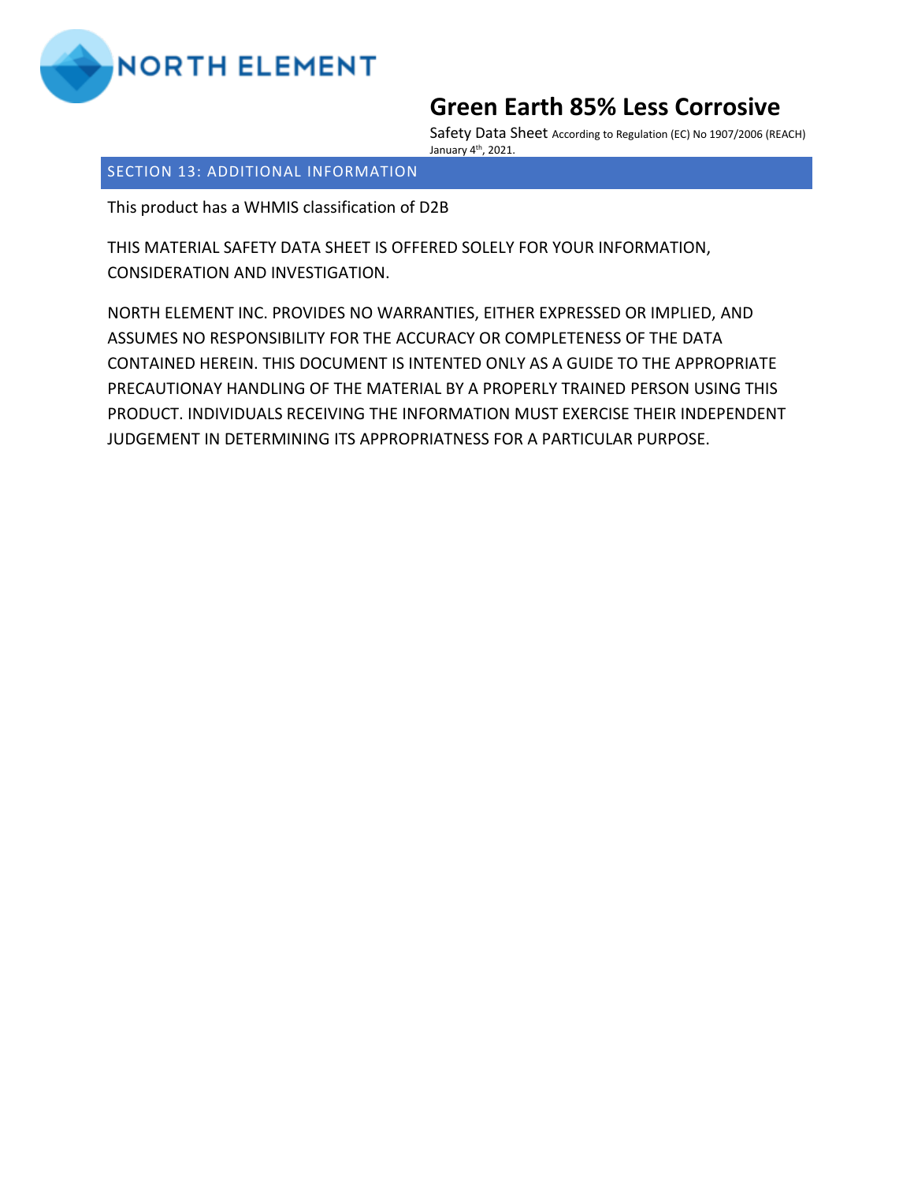## SECTION 13: ADDITIONAL INFORMATION

This product has a WHMIS classification of D2B

THIS MATERIAL SAFETY DATA SHEET IS OFFERED SOLELY FOR YOUR INFORMATION, CONSIDERATION AND INVESTIGATION.

NORTH ELEMENT INC. PROVIDES NO WARRANTIES, EITHER EXPRESSED OR IMPLIED, AND ASSUMES NO RESPONSIBILITY FOR THE ACCURACY OR COMPLETENESS OF THE DATA CONTAINED HEREIN. THIS DOCUMENT IS INTENTED ONLY AS A GUIDE TO THE APPROPRIATE PRECAUTIONAY HANDLING OF THE MATERIAL BY A PROPERLY TRAINED PERSON USING THIS PRODUCT. INDIVIDUALS RECEIVING THE INFORMATION MUST EXERCISE THEIR INDEPENDENT JUDGEMENT IN DETERMINING ITS APPROPRIATNESS FOR A PARTICULAR PURPOSE.